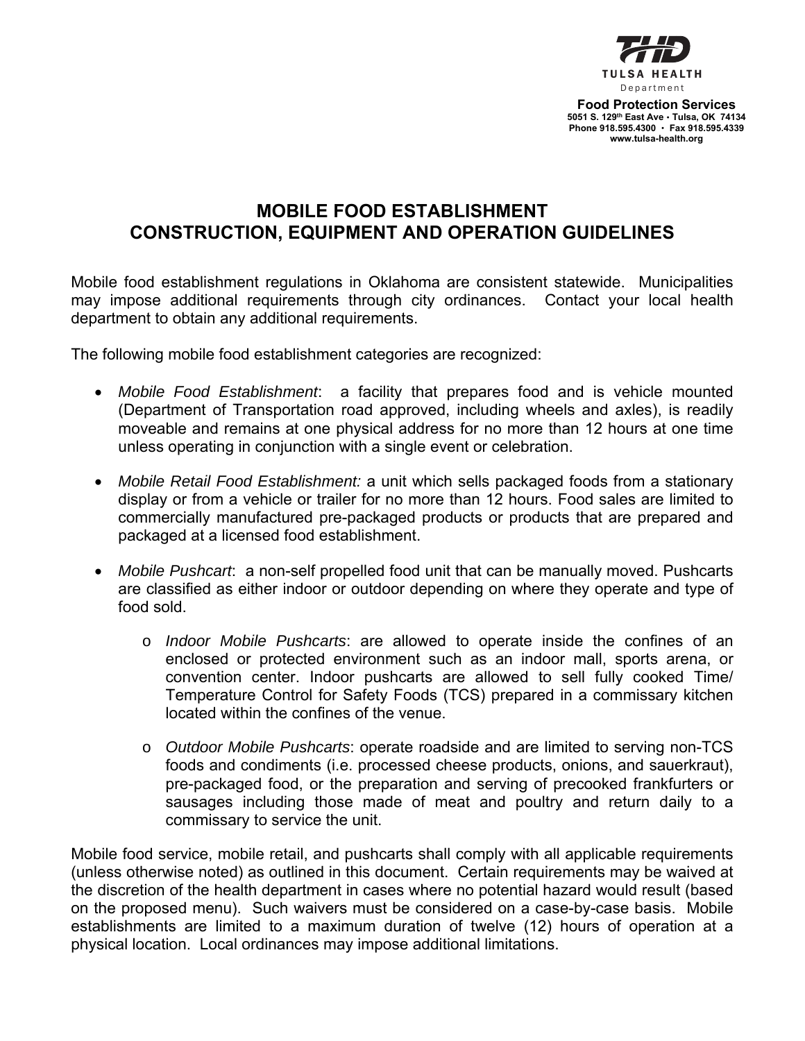THD
TULSA HEALTH
Department

**Food Protection Services**
5051 S. 129th East Ave • Tulsa, OK 74134
Phone 918.595.4300 • Fax 918.595.4339
www.tulsa-health.org

# MOBILE FOOD ESTABLISHMENT CONSTRUCTION, EQUIPMENT AND OPERATION GUIDELINES

Mobile food establishment regulations in Oklahoma are consistent statewide. Municipalities may impose additional requirements through city ordinances. Contact your local health department to obtain any additional requirements.

The following mobile food establishment categories are recognized:

- *Mobile Food Establishment*: a facility that prepares food and is vehicle mounted (Department of Transportation road approved, including wheels and axles), is readily moveable and remains at one physical address for no more than 12 hours at one time unless operating in conjunction with a single event or celebration.
- *Mobile Retail Food Establishment:* a unit which sells packaged foods from a stationary display or from a vehicle or trailer for no more than 12 hours. Food sales are limited to commercially manufactured pre-packaged products or products that are prepared and packaged at a licensed food establishment.
- *Mobile Pushcart*: a non-self propelled food unit that can be manually moved. Pushcarts are classified as either indoor or outdoor depending on where they operate and type of food sold.
  - *Indoor Mobile Pushcarts*: are allowed to operate inside the confines of an enclosed or protected environment such as an indoor mall, sports arena, or convention center. Indoor pushcarts are allowed to sell fully cooked Time/ Temperature Control for Safety Foods (TCS) prepared in a commissary kitchen located within the confines of the venue.
  - *Outdoor Mobile Pushcarts*: operate roadside and are limited to serving non-TCS foods and condiments (i.e. processed cheese products, onions, and sauerkraut), pre-packaged food, or the preparation and serving of precooked frankfurters or sausages including those made of meat and poultry and return daily to a commissary to service the unit.

Mobile food service, mobile retail, and pushcarts shall comply with all applicable requirements (unless otherwise noted) as outlined in this document. Certain requirements may be waived at the discretion of the health department in cases where no potential hazard would result (based on the proposed menu). Such waivers must be considered on a case-by-case basis. Mobile establishments are limited to a maximum duration of twelve (12) hours of operation at a physical location. Local ordinances may impose additional limitations.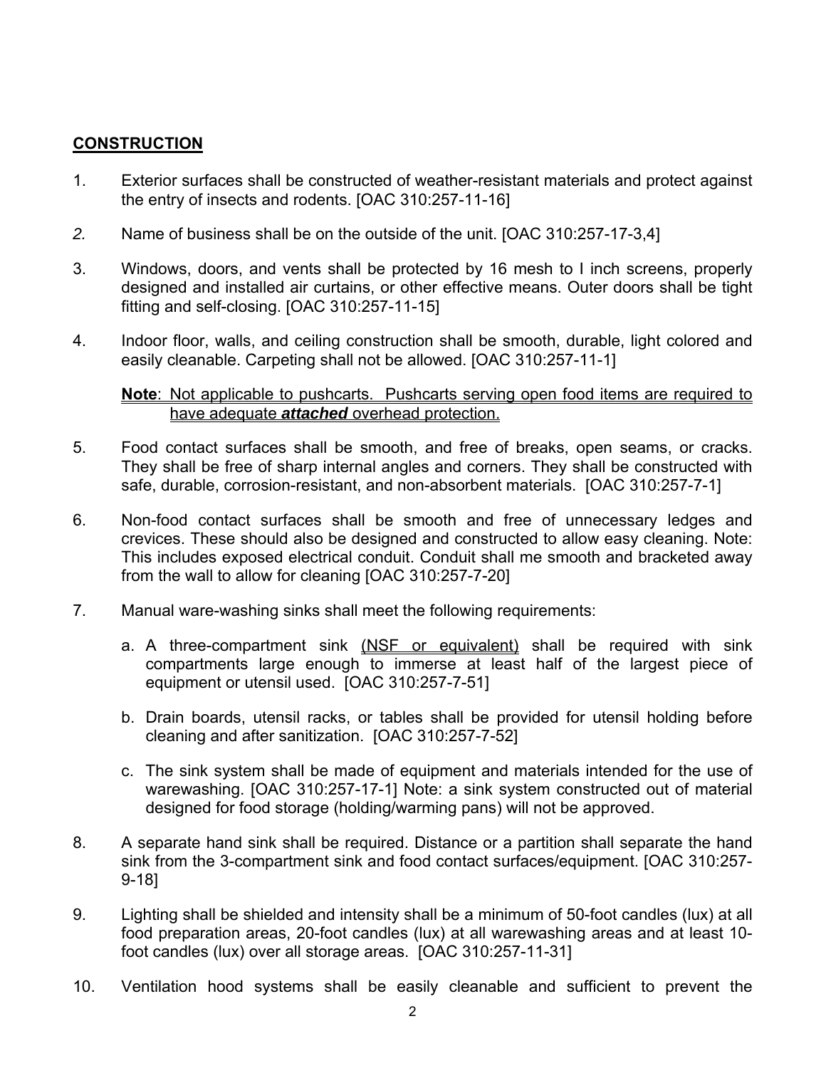## CONSTRUCTION

1. Exterior surfaces shall be constructed of weather-resistant materials and protect against the entry of insects and rodents. [OAC 310:257-11-16]

2. Name of business shall be on the outside of the unit. [OAC 310:257-17-3,4]

3. Windows, doors, and vents shall be protected by 16 mesh to I inch screens, properly designed and installed air curtains, or other effective means. Outer doors shall be tight fitting and self-closing. [OAC 310:257-11-15]

4. Indoor floor, walls, and ceiling construction shall be smooth, durable, light colored and easily cleanable. Carpeting shall not be allowed. [OAC 310:257-11-1]

   **Note**: Not applicable to pushcarts. Pushcarts serving open food items are required to have adequate ***attached*** overhead protection.

5. Food contact surfaces shall be smooth, and free of breaks, open seams, or cracks. They shall be free of sharp internal angles and corners. They shall be constructed with safe, durable, corrosion-resistant, and non-absorbent materials. [OAC 310:257-7-1]

6. Non-food contact surfaces shall be smooth and free of unnecessary ledges and crevices. These should also be designed and constructed to allow easy cleaning. Note: This includes exposed electrical conduit. Conduit shall me smooth and bracketed away from the wall to allow for cleaning [OAC 310:257-7-20]

7. Manual ware-washing sinks shall meet the following requirements:

   a. A three-compartment sink (NSF or equivalent) shall be required with sink compartments large enough to immerse at least half of the largest piece of equipment or utensil used. [OAC 310:257-7-51]

   b. Drain boards, utensil racks, or tables shall be provided for utensil holding before cleaning and after sanitization. [OAC 310:257-7-52]

   c. The sink system shall be made of equipment and materials intended for the use of warewashing. [OAC 310:257-17-1] Note: a sink system constructed out of material designed for food storage (holding/warming pans) will not be approved.

8. A separate hand sink shall be required. Distance or a partition shall separate the hand sink from the 3-compartment sink and food contact surfaces/equipment. [OAC 310:257-9-18]

9. Lighting shall be shielded and intensity shall be a minimum of 50-foot candles (lux) at all food preparation areas, 20-foot candles (lux) at all warewashing areas and at least 10-foot candles (lux) over all storage areas. [OAC 310:257-11-31]

10. Ventilation hood systems shall be easily cleanable and sufficient to prevent the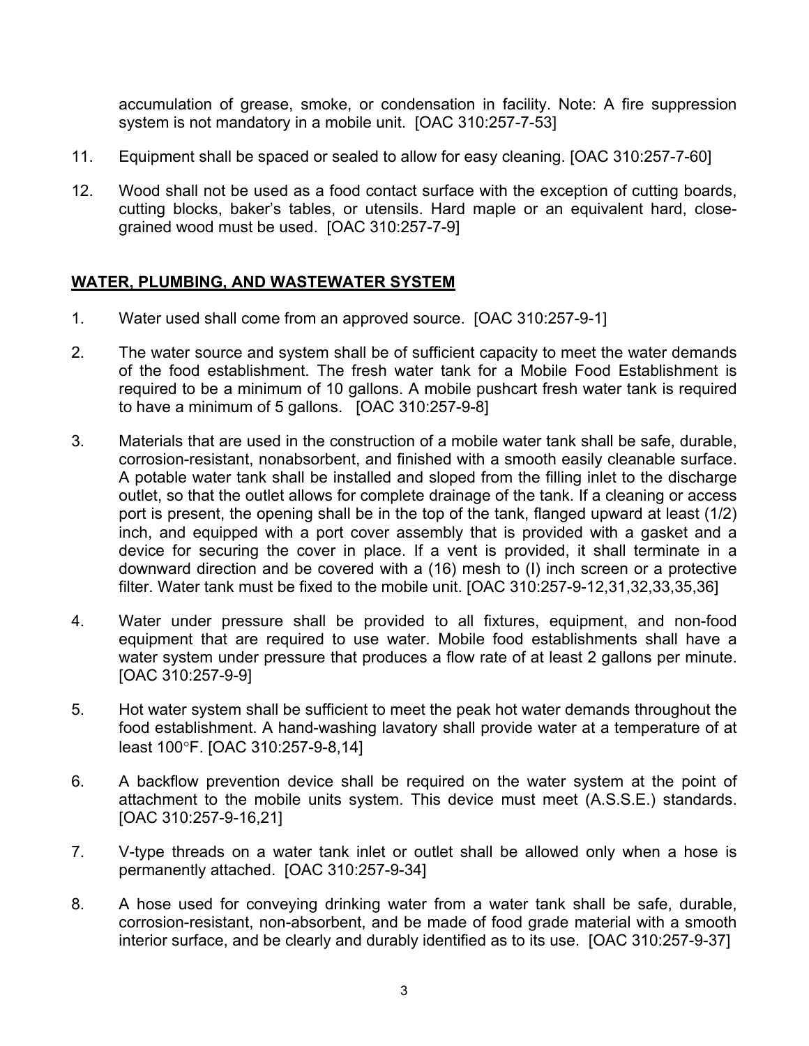accumulation of grease, smoke, or condensation in facility. Note: A fire suppression system is not mandatory in a mobile unit. [OAC 310:257-7-53]

11. Equipment shall be spaced or sealed to allow for easy cleaning. [OAC 310:257-7-60]

12. Wood shall not be used as a food contact surface with the exception of cutting boards, cutting blocks, baker's tables, or utensils. Hard maple or an equivalent hard, close-grained wood must be used. [OAC 310:257-7-9]

## WATER, PLUMBING, AND WASTEWATER SYSTEM

1. Water used shall come from an approved source. [OAC 310:257-9-1]

2. The water source and system shall be of sufficient capacity to meet the water demands of the food establishment. The fresh water tank for a Mobile Food Establishment is required to be a minimum of 10 gallons. A mobile pushcart fresh water tank is required to have a minimum of 5 gallons. [OAC 310:257-9-8]

3. Materials that are used in the construction of a mobile water tank shall be safe, durable, corrosion-resistant, nonabsorbent, and finished with a smooth easily cleanable surface. A potable water tank shall be installed and sloped from the filling inlet to the discharge outlet, so that the outlet allows for complete drainage of the tank. If a cleaning or access port is present, the opening shall be in the top of the tank, flanged upward at least (1/2) inch, and equipped with a port cover assembly that is provided with a gasket and a device for securing the cover in place. If a vent is provided, it shall terminate in a downward direction and be covered with a (16) mesh to (I) inch screen or a protective filter. Water tank must be fixed to the mobile unit. [OAC 310:257-9-12,31,32,33,35,36]

4. Water under pressure shall be provided to all fixtures, equipment, and non-food equipment that are required to use water. Mobile food establishments shall have a water system under pressure that produces a flow rate of at least 2 gallons per minute. [OAC 310:257-9-9]

5. Hot water system shall be sufficient to meet the peak hot water demands throughout the food establishment. A hand-washing lavatory shall provide water at a temperature of at least 100°F. [OAC 310:257-9-8,14]

6. A backflow prevention device shall be required on the water system at the point of attachment to the mobile units system. This device must meet (A.S.S.E.) standards. [OAC 310:257-9-16,21]

7. V-type threads on a water tank inlet or outlet shall be allowed only when a hose is permanently attached. [OAC 310:257-9-34]

8. A hose used for conveying drinking water from a water tank shall be safe, durable, corrosion-resistant, non-absorbent, and be made of food grade material with a smooth interior surface, and be clearly and durably identified as to its use. [OAC 310:257-9-37]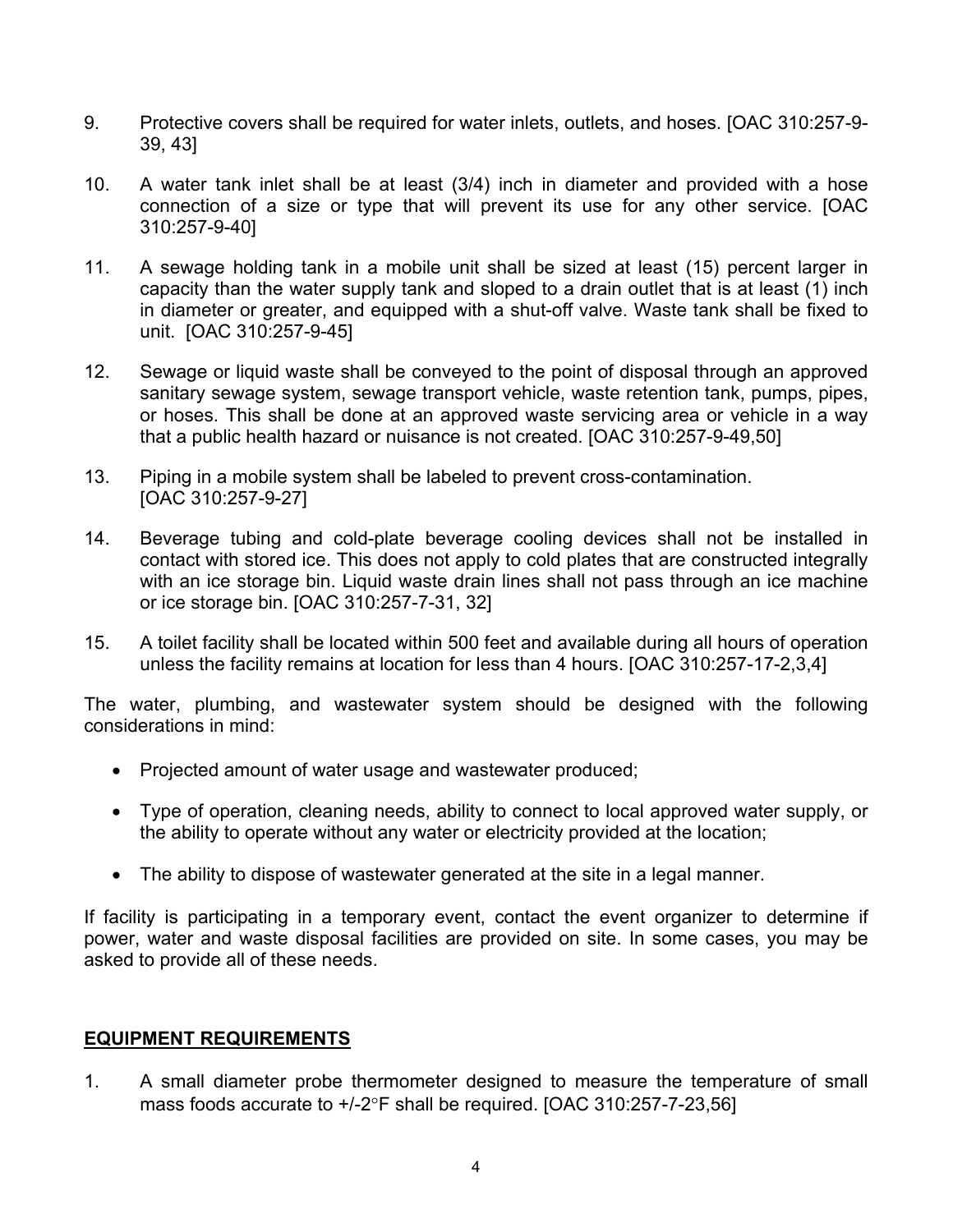9. Protective covers shall be required for water inlets, outlets, and hoses. [OAC 310:257-9-39, 43]

10. A water tank inlet shall be at least (3/4) inch in diameter and provided with a hose connection of a size or type that will prevent its use for any other service. [OAC 310:257-9-40]

11. A sewage holding tank in a mobile unit shall be sized at least (15) percent larger in capacity than the water supply tank and sloped to a drain outlet that is at least (1) inch in diameter or greater, and equipped with a shut-off valve. Waste tank shall be fixed to unit. [OAC 310:257-9-45]

12. Sewage or liquid waste shall be conveyed to the point of disposal through an approved sanitary sewage system, sewage transport vehicle, waste retention tank, pumps, pipes, or hoses. This shall be done at an approved waste servicing area or vehicle in a way that a public health hazard or nuisance is not created. [OAC 310:257-9-49,50]

13. Piping in a mobile system shall be labeled to prevent cross-contamination. [OAC 310:257-9-27]

14. Beverage tubing and cold-plate beverage cooling devices shall not be installed in contact with stored ice. This does not apply to cold plates that are constructed integrally with an ice storage bin. Liquid waste drain lines shall not pass through an ice machine or ice storage bin. [OAC 310:257-7-31, 32]

15. A toilet facility shall be located within 500 feet and available during all hours of operation unless the facility remains at location for less than 4 hours. [OAC 310:257-17-2,3,4]

The water, plumbing, and wastewater system should be designed with the following considerations in mind:

- Projected amount of water usage and wastewater produced;
- Type of operation, cleaning needs, ability to connect to local approved water supply, or the ability to operate without any water or electricity provided at the location;
- The ability to dispose of wastewater generated at the site in a legal manner.

If facility is participating in a temporary event, contact the event organizer to determine if power, water and waste disposal facilities are provided on site. In some cases, you may be asked to provide all of these needs.

## EQUIPMENT REQUIREMENTS

1. A small diameter probe thermometer designed to measure the temperature of small mass foods accurate to +/-2°F shall be required. [OAC 310:257-7-23,56]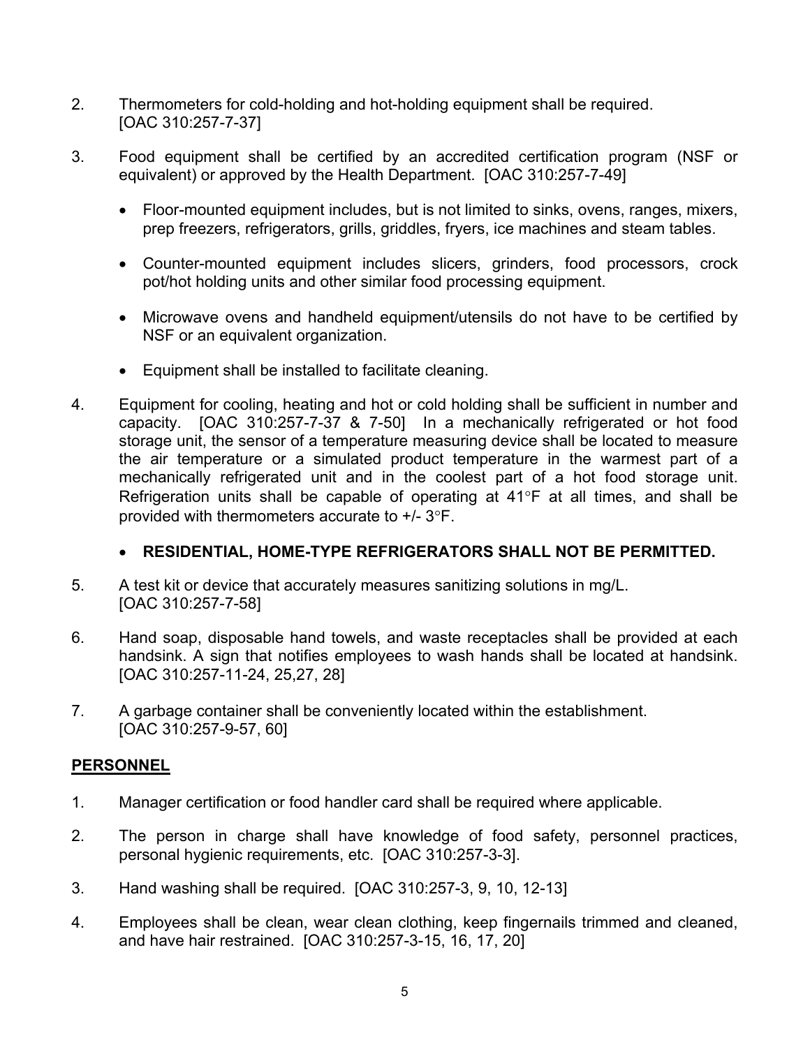2. Thermometers for cold-holding and hot-holding equipment shall be required. [OAC 310:257-7-37]

3. Food equipment shall be certified by an accredited certification program (NSF or equivalent) or approved by the Health Department. [OAC 310:257-7-49]

   - Floor-mounted equipment includes, but is not limited to sinks, ovens, ranges, mixers, prep freezers, refrigerators, grills, griddles, fryers, ice machines and steam tables.
   - Counter-mounted equipment includes slicers, grinders, food processors, crock pot/hot holding units and other similar food processing equipment.
   - Microwave ovens and handheld equipment/utensils do not have to be certified by NSF or an equivalent organization.
   - Equipment shall be installed to facilitate cleaning.

4. Equipment for cooling, heating and hot or cold holding shall be sufficient in number and capacity. [OAC 310:257-7-37 & 7-50] In a mechanically refrigerated or hot food storage unit, the sensor of a temperature measuring device shall be located to measure the air temperature or a simulated product temperature in the warmest part of a mechanically refrigerated unit and in the coolest part of a hot food storage unit. Refrigeration units shall be capable of operating at 41°F at all times, and shall be provided with thermometers accurate to +/- 3°F.

   - **RESIDENTIAL, HOME-TYPE REFRIGERATORS SHALL NOT BE PERMITTED.**

5. A test kit or device that accurately measures sanitizing solutions in mg/L. [OAC 310:257-7-58]

6. Hand soap, disposable hand towels, and waste receptacles shall be provided at each handsink. A sign that notifies employees to wash hands shall be located at handsink. [OAC 310:257-11-24, 25,27, 28]

7. A garbage container shall be conveniently located within the establishment. [OAC 310:257-9-57, 60]

## PERSONNEL

1. Manager certification or food handler card shall be required where applicable.

2. The person in charge shall have knowledge of food safety, personnel practices, personal hygienic requirements, etc. [OAC 310:257-3-3].

3. Hand washing shall be required. [OAC 310:257-3, 9, 10, 12-13]

4. Employees shall be clean, wear clean clothing, keep fingernails trimmed and cleaned, and have hair restrained. [OAC 310:257-3-15, 16, 17, 20]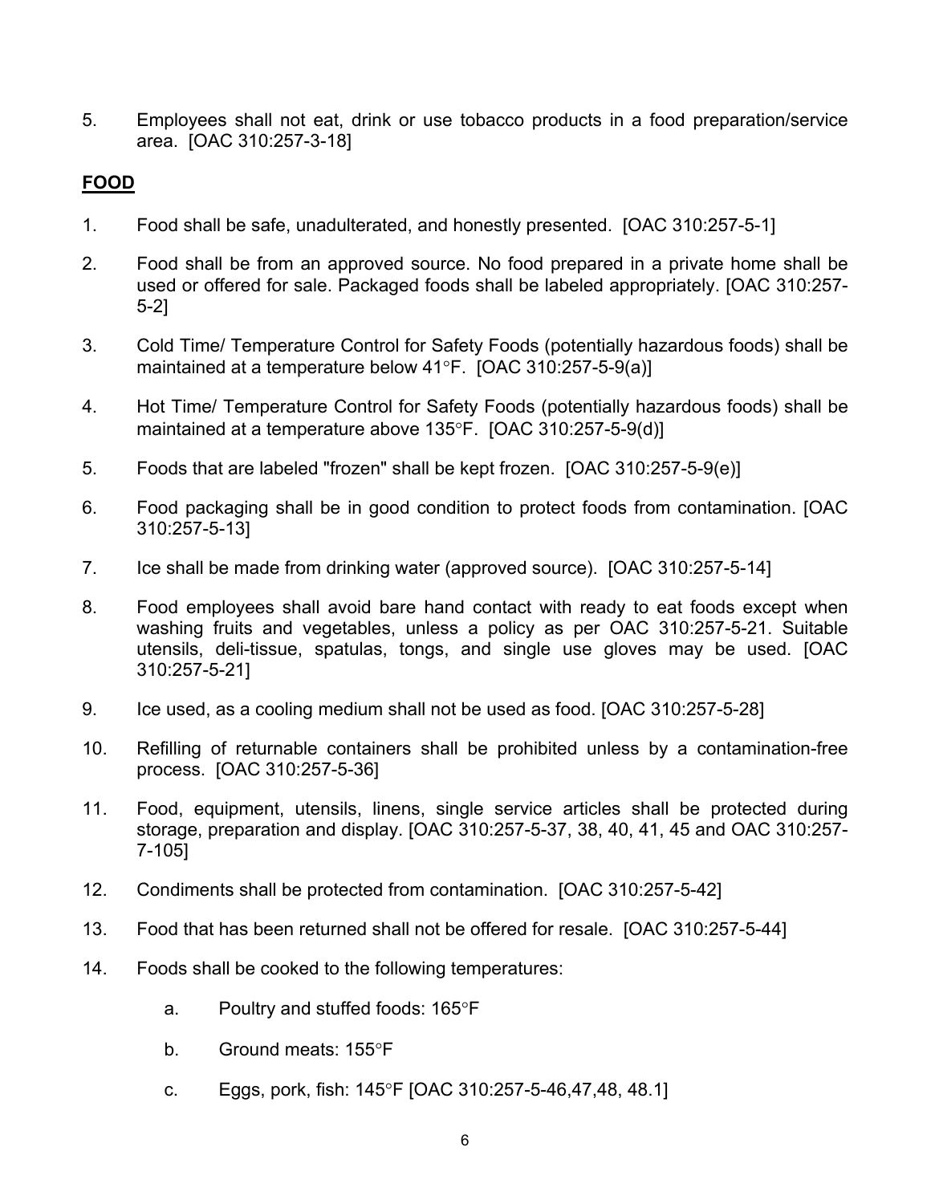5. Employees shall not eat, drink or use tobacco products in a food preparation/service area. [OAC 310:257-3-18]

**FOOD**

1. Food shall be safe, unadulterated, and honestly presented. [OAC 310:257-5-1]

2. Food shall be from an approved source. No food prepared in a private home shall be used or offered for sale. Packaged foods shall be labeled appropriately. [OAC 310:257-5-2]

3. Cold Time/ Temperature Control for Safety Foods (potentially hazardous foods) shall be maintained at a temperature below 41°F. [OAC 310:257-5-9(a)]

4. Hot Time/ Temperature Control for Safety Foods (potentially hazardous foods) shall be maintained at a temperature above 135°F. [OAC 310:257-5-9(d)]

5. Foods that are labeled "frozen" shall be kept frozen. [OAC 310:257-5-9(e)]

6. Food packaging shall be in good condition to protect foods from contamination. [OAC 310:257-5-13]

7. Ice shall be made from drinking water (approved source). [OAC 310:257-5-14]

8. Food employees shall avoid bare hand contact with ready to eat foods except when washing fruits and vegetables, unless a policy as per OAC 310:257-5-21. Suitable utensils, deli-tissue, spatulas, tongs, and single use gloves may be used. [OAC 310:257-5-21]

9. Ice used, as a cooling medium shall not be used as food. [OAC 310:257-5-28]

10. Refilling of returnable containers shall be prohibited unless by a contamination-free process. [OAC 310:257-5-36]

11. Food, equipment, utensils, linens, single service articles shall be protected during storage, preparation and display. [OAC 310:257-5-37, 38, 40, 41, 45 and OAC 310:257-7-105]

12. Condiments shall be protected from contamination. [OAC 310:257-5-42]

13. Food that has been returned shall not be offered for resale. [OAC 310:257-5-44]

14. Foods shall be cooked to the following temperatures:

    a. Poultry and stuffed foods: 165°F

    b. Ground meats: 155°F

    c. Eggs, pork, fish: 145°F [OAC 310:257-5-46,47,48, 48.1]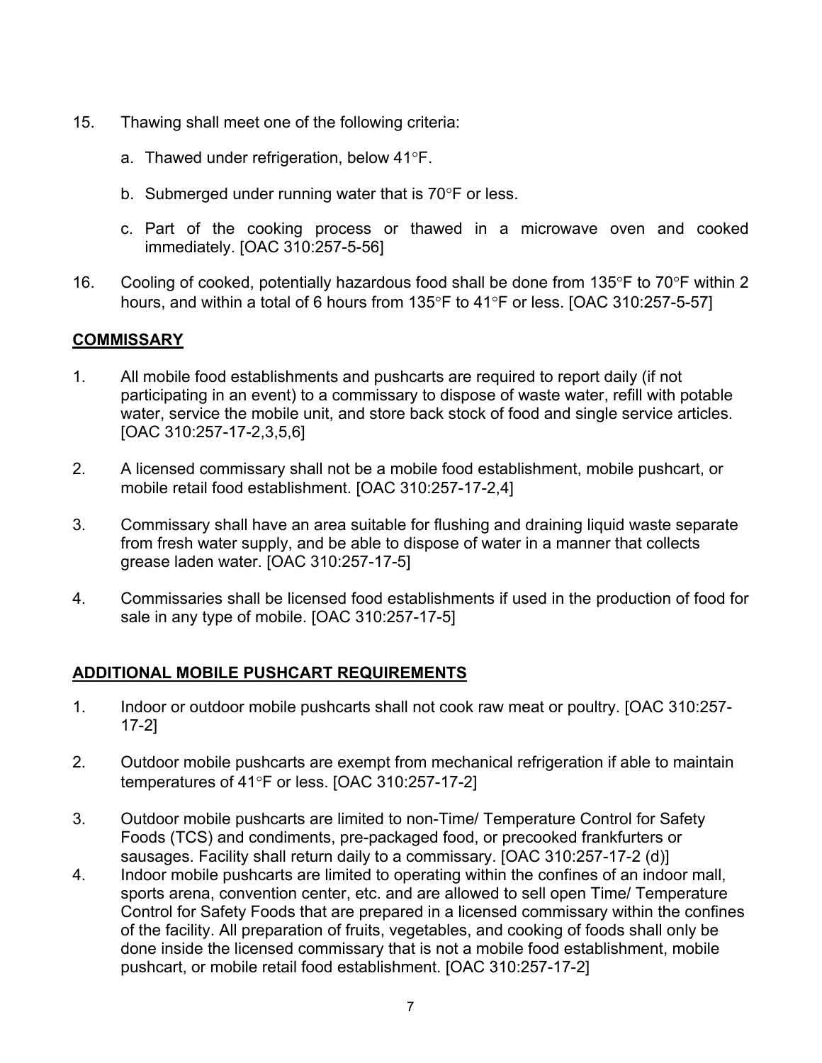15. Thawing shall meet one of the following criteria:

    a. Thawed under refrigeration, below 41°F.

    b. Submerged under running water that is 70°F or less.

    c. Part of the cooking process or thawed in a microwave oven and cooked immediately. [OAC 310:257-5-56]

16. Cooling of cooked, potentially hazardous food shall be done from 135°F to 70°F within 2 hours, and within a total of 6 hours from 135°F to 41°F or less. [OAC 310:257-5-57]

## COMMISSARY

1. All mobile food establishments and pushcarts are required to report daily (if not participating in an event) to a commissary to dispose of waste water, refill with potable water, service the mobile unit, and store back stock of food and single service articles. [OAC 310:257-17-2,3,5,6]

2. A licensed commissary shall not be a mobile food establishment, mobile pushcart, or mobile retail food establishment. [OAC 310:257-17-2,4]

3. Commissary shall have an area suitable for flushing and draining liquid waste separate from fresh water supply, and be able to dispose of water in a manner that collects grease laden water. [OAC 310:257-17-5]

4. Commissaries shall be licensed food establishments if used in the production of food for sale in any type of mobile. [OAC 310:257-17-5]

## ADDITIONAL MOBILE PUSHCART REQUIREMENTS

1. Indoor or outdoor mobile pushcarts shall not cook raw meat or poultry. [OAC 310:257-17-2]

2. Outdoor mobile pushcarts are exempt from mechanical refrigeration if able to maintain temperatures of 41°F or less. [OAC 310:257-17-2]

3. Outdoor mobile pushcarts are limited to non-Time/ Temperature Control for Safety Foods (TCS) and condiments, pre-packaged food, or precooked frankfurters or sausages. Facility shall return daily to a commissary. [OAC 310:257-17-2 (d)]

4. Indoor mobile pushcarts are limited to operating within the confines of an indoor mall, sports arena, convention center, etc. and are allowed to sell open Time/ Temperature Control for Safety Foods that are prepared in a licensed commissary within the confines of the facility. All preparation of fruits, vegetables, and cooking of foods shall only be done inside the licensed commissary that is not a mobile food establishment, mobile pushcart, or mobile retail food establishment. [OAC 310:257-17-2]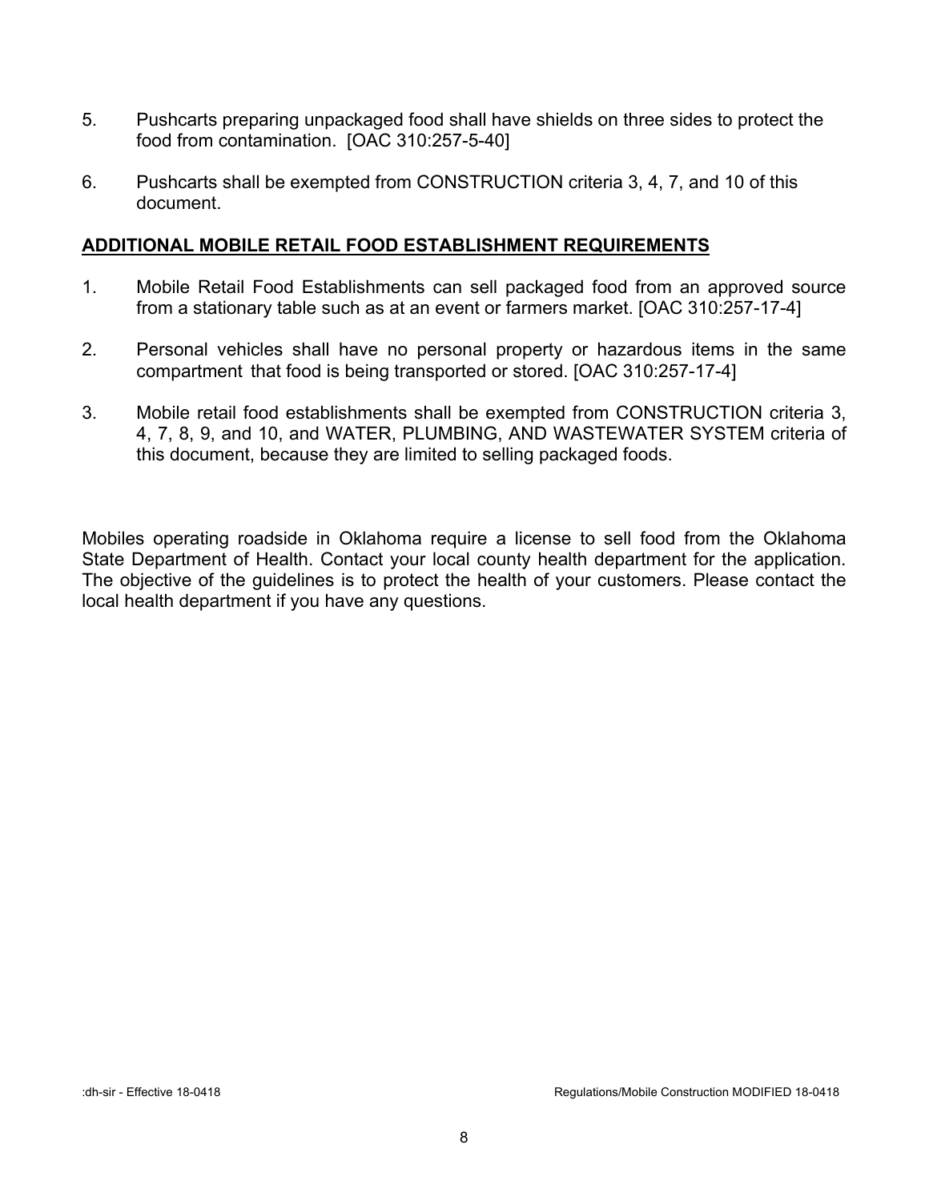5. Pushcarts preparing unpackaged food shall have shields on three sides to protect the food from contamination. [OAC 310:257-5-40]

6. Pushcarts shall be exempted from CONSTRUCTION criteria 3, 4, 7, and 10 of this document.

## ADDITIONAL MOBILE RETAIL FOOD ESTABLISHMENT REQUIREMENTS

1. Mobile Retail Food Establishments can sell packaged food from an approved source from a stationary table such as at an event or farmers market. [OAC 310:257-17-4]

2. Personal vehicles shall have no personal property or hazardous items in the same compartment that food is being transported or stored. [OAC 310:257-17-4]

3. Mobile retail food establishments shall be exempted from CONSTRUCTION criteria 3, 4, 7, 8, 9, and 10, and WATER, PLUMBING, AND WASTEWATER SYSTEM criteria of this document, because they are limited to selling packaged foods.

Mobiles operating roadside in Oklahoma require a license to sell food from the Oklahoma State Department of Health. Contact your local county health department for the application. The objective of the guidelines is to protect the health of your customers. Please contact the local health department if you have any questions.